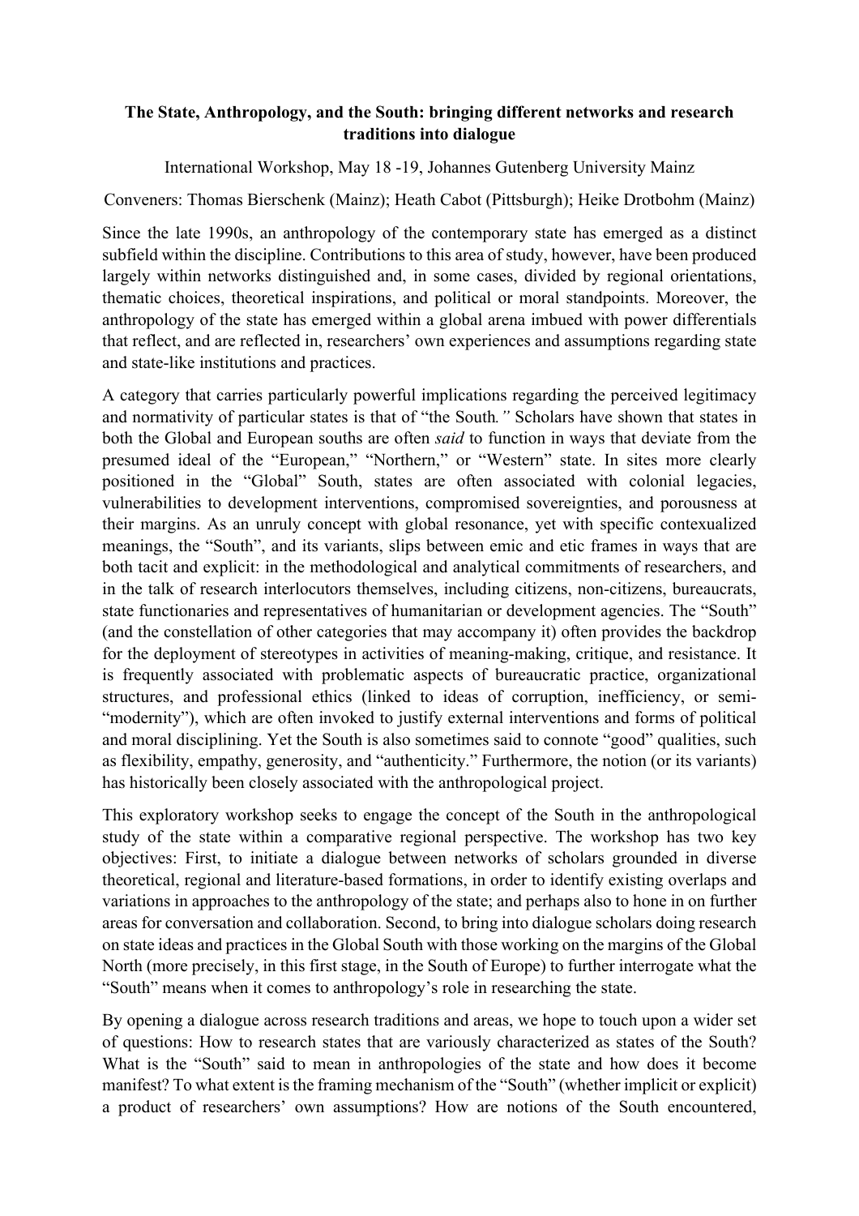**The State, Anthropology, and the South: bringing different networks and research traditions into dialogue**

International Workshop, May 18 -19, Johannes Gutenberg University Mainz

Conveners: Thomas Bierschenk (Mainz); Heath Cabot (Pittsburgh); Heike Drotbohm (Mainz)

Since the late 1990s, an anthropology of the contemporary state has emerged as a distinct subfield within the discipline. Contributions to this area of study, however, have been produced largely within networks distinguished and, in some cases, divided by regional orientations, thematic choices, theoretical inspirations, and political or moral standpoints. Moreover, the anthropology of the state has emerged within a global arena imbued with power differentials that reflect, and are reflected in, researchers' own experiences and assumptions regarding state and state-like institutions and practices.

A category that carries particularly powerful implications regarding the perceived legitimacy and normativity of particular states is that of "the South*.*" Scholars have shown that states in both the Global and European souths are often *said* to function in ways that deviate from the presumed ideal of the "European," "Northern," or "Western" state. In sites more clearly positioned in the "Global" South, states are often associated with colonial legacies, vulnerabilities to development interventions, compromised sovereignties, and porousness at their margins. As an unruly concept with global resonance, yet with specific contexualized meanings, the "South", and its variants, slips between emic and etic frames in ways that are both tacit and explicit: in the methodological and analytical commitments of researchers, and in the talk of research interlocutors themselves, including citizens, non-citizens, bureaucrats, state functionaries and representatives of humanitarian or development agencies. The "South" (and the constellation of other categories that may accompany it) often provides the backdrop for the deployment of stereotypes in activities of meaning-making, critique, and resistance. It is frequently associated with problematic aspects of bureaucratic practice, organizational structures, and professional ethics (linked to ideas of corruption, inefficiency, or semi-"modernity"), which are often invoked to justify external interventions and forms of political and moral disciplining. Yet the South is also sometimes said to connote "good" qualities, such as flexibility, empathy, generosity, and "authenticity." Furthermore, the notion (or its variants) has historically been closely associated with the anthropological project.

This exploratory workshop seeks to engage the concept of the South in the anthropological study of the state within a comparative regional perspective. The workshop has two key objectives: First, to initiate a dialogue between networks of scholars grounded in diverse theoretical, regional and literature-based formations, in order to identify existing overlaps and variations in approaches to the anthropology of the state; and perhaps also to hone in on further areas for conversation and collaboration. Second, to bring into dialogue scholars doing research on state ideas and practices in the Global South with those working on the margins of the Global North (more precisely, in this first stage, in the South of Europe) to further interrogate what the "South" means when it comes to anthropology's role in researching the state.

By opening a dialogue across research traditions and areas, we hope to touch upon a wider set of questions: How to research states that are variously characterized as states of the South? What is the "South" said to mean in anthropologies of the state and how does it become manifest? To what extent is the framing mechanism of the "South" (whether implicit or explicit) a product of researchers' own assumptions? How are notions of the South encountered,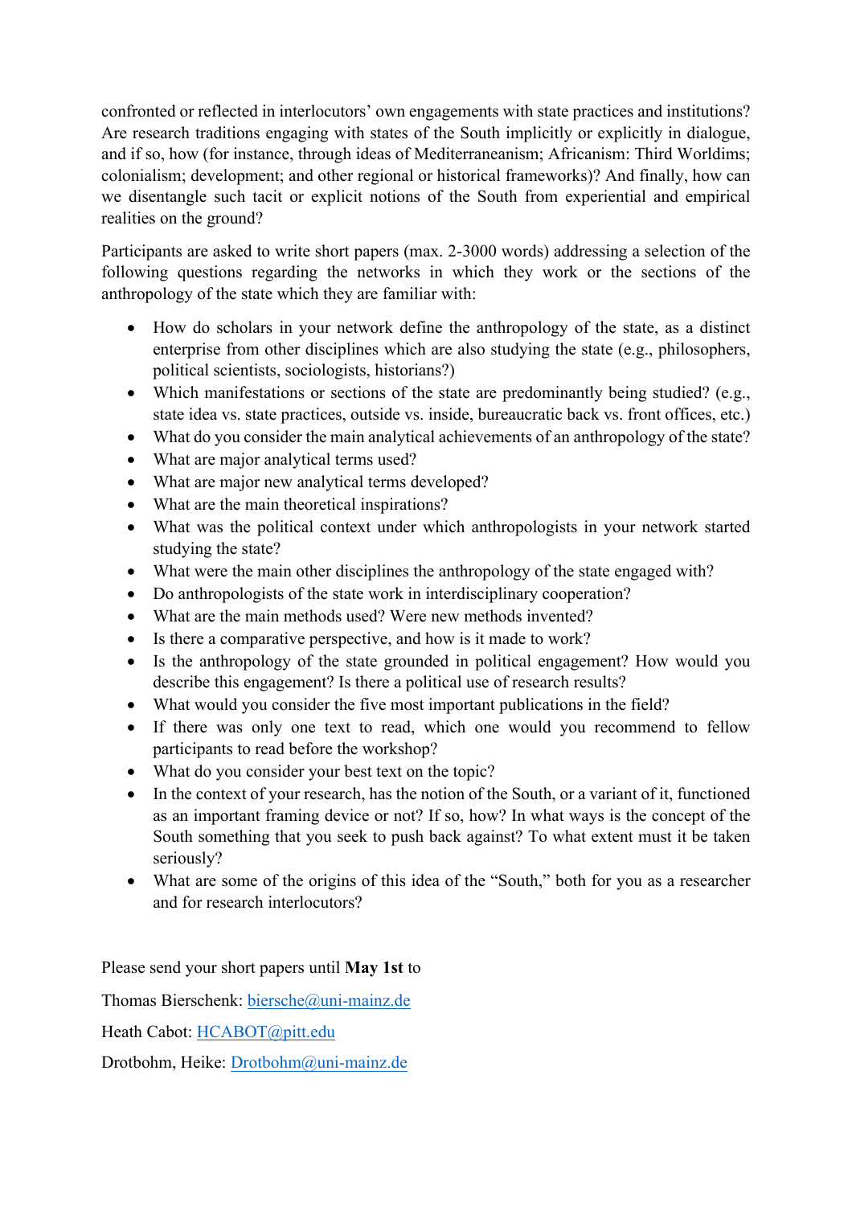confronted or reflected in interlocutors' own engagements with state practices and institutions? Are research traditions engaging with states of the South implicitly or explicitly in dialogue, and if so, how (for instance, through ideas of Mediterraneanism; Africanism: Third Worldims; colonialism; development; and other regional or historical frameworks)? And finally, how can we disentangle such tacit or explicit notions of the South from experiential and empirical realities on the ground?

Participants are asked to write short papers (max. 2-3000 words) addressing a selection of the following questions regarding the networks in which they work or the sections of the anthropology of the state which they are familiar with:

- How do scholars in your network define the anthropology of the state, as a distinct enterprise from other disciplines which are also studying the state (e.g., philosophers, political scientists, sociologists, historians?)
- Which manifestations or sections of the state are predominantly being studied? (e.g., state idea vs. state practices, outside vs. inside, bureaucratic back vs. front offices, etc.)
- What do you consider the main analytical achievements of an anthropology of the state?
- What are major analytical terms used?
- What are major new analytical terms developed?
- What are the main theoretical inspirations?
- What was the political context under which anthropologists in your network started studying the state?
- What were the main other disciplines the anthropology of the state engaged with?
- Do anthropologists of the state work in interdisciplinary cooperation?
- What are the main methods used? Were new methods invented?
- Is there a comparative perspective, and how is it made to work?
- Is the anthropology of the state grounded in political engagement? How would you describe this engagement? Is there a political use of research results?
- What would you consider the five most important publications in the field?
- If there was only one text to read, which one would you recommend to fellow participants to read before the workshop?
- What do you consider your best text on the topic?
- In the context of your research, has the notion of the South, or a variant of it, functioned as an important framing device or not? If so, how? In what ways is the concept of the South something that you seek to push back against? To what extent must it be taken seriously?
- What are some of the origins of this idea of the "South," both for you as a researcher and for research interlocutors?

Please send your short papers until **May 1st** to

Thomas Bierschenk: biersche@uni-mainz.de

Heath Cabot: HCABOT@pitt.edu

Drotbohm, Heike: Drotbohm@uni-mainz.de